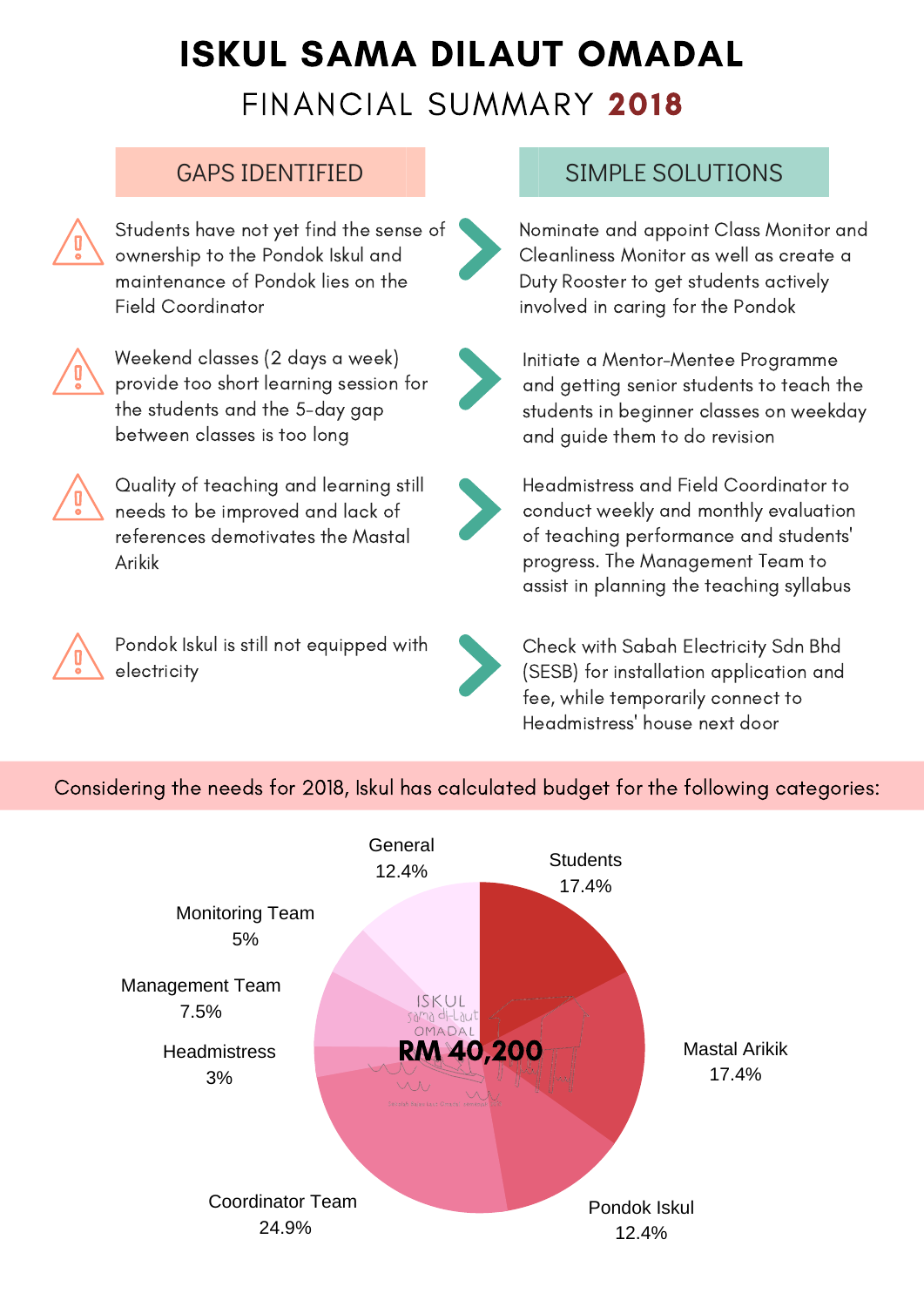# ISKUL SAMA DILAUT OMADAL

## FINANCIAL SUMMARY 2018

| GAPS IDENTIFIED | SIMPLE SOLUTIONS |
| --- | --- |
| Students have not yet find the sense of ownership to the Pondok Iskul and maintenance of Pondok lies on the Field Coordinator | Nominate and appoint Class Monitor and Cleanliness Monitor as well as create a Duty Rooster to get students actively involved in caring for the Pondok |
| Weekend classes (2 days a week) provide too short learning session for the students and the 5-day gap between classes is too long | Initiate a Mentor-Mentee Programme and getting senior students to teach the students in beginner classes on weekday and guide them to do revision |
| Quality of teaching and learning still needs to be improved and lack of references demotivates the Mastal Arikik | Headmistress and Field Coordinator to conduct weekly and monthly evaluation of teaching performance and students' progress. The Management Team to assist in planning the teaching syllabus |
| Pondok Iskul is still not equipped with electricity | Check with Sabah Electricity Sdn Bhd (SESB) for installation application and fee, while temporarily connect to Headmistress' house next door |

Considering the needs for 2018, Iskul has calculated budget for the following categories:

**RM 40,200**

| Category | Percentage |
| --- | --- |
| Students | 17.4% |
| Mastal Arikik | 17.4% |
| Pondok Iskul | 12.4% |
| Coordinator Team | 24.9% |
| Headmistress | 3% |
| Management Team | 7.5% |
| Monitoring Team | 5% |
| General | 12.4% |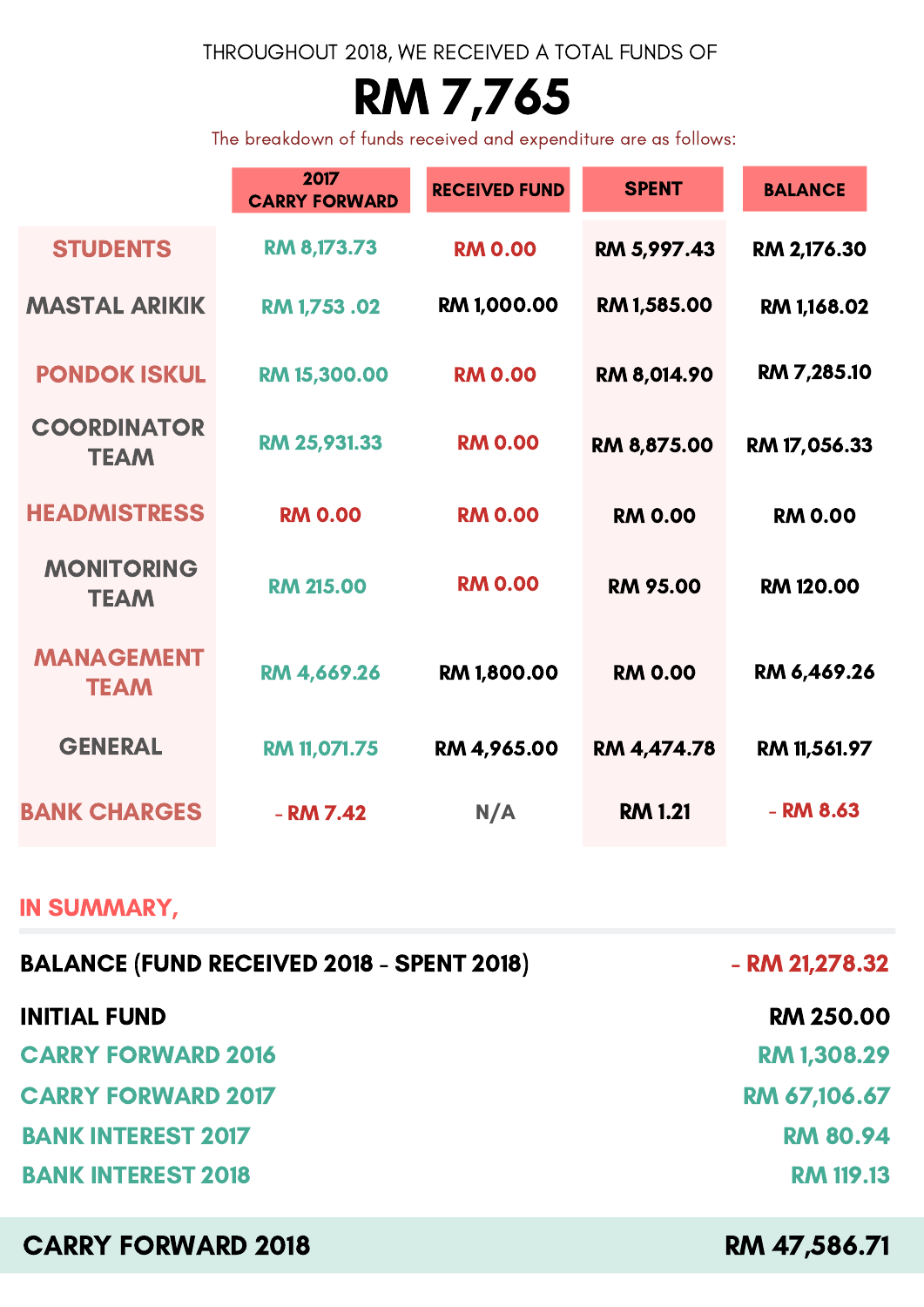THROUGHOUT 2018, WE RECEIVED A TOTAL FUNDS OF

# RM 7,765

The breakdown of funds received and expenditure are as follows:

| | 2017 CARRY FORWARD | RECEIVED FUND | SPENT | BALANCE |
|---|---|---|---|---|
| STUDENTS | RM 8,173.73 | RM 0.00 | RM 5,997.43 | RM 2,176.30 |
| MASTAL ARIKIK | RM 1,753 .02 | RM 1,000.00 | RM 1,585.00 | RM 1,168.02 |
| PONDOK ISKUL | RM 15,300.00 | RM 0.00 | RM 8,014.90 | RM 7,285.10 |
| COORDINATOR TEAM | RM 25,931.33 | RM 0.00 | RM 8,875.00 | RM 17,056.33 |
| HEADMISTRESS | RM 0.00 | RM 0.00 | RM 0.00 | RM 0.00 |
| MONITORING TEAM | RM 215.00 | RM 0.00 | RM 95.00 | RM 120.00 |
| MANAGEMENT TEAM | RM 4,669.26 | RM 1,800.00 | RM 0.00 | RM 6,469.26 |
| GENERAL | RM 11,071.75 | RM 4,965.00 | RM 4,474.78 | RM 11,561.97 |
| BANK CHARGES | - RM 7.42 | N/A | RM 1.21 | - RM 8.63 |

## IN SUMMARY,

| | |
|---|---|
| **BALANCE (FUND RECEIVED 2018 - SPENT 2018)** | - RM 21,278.32 |
| **INITIAL FUND** | RM 250.00 |
| CARRY FORWARD 2016 | RM 1,308.29 |
| CARRY FORWARD 2017 | RM 67,106.67 |
| BANK INTEREST 2017 | RM 80.94 |
| BANK INTEREST 2018 | RM 119.13 |
| **CARRY FORWARD 2018** | **RM 47,586.71** |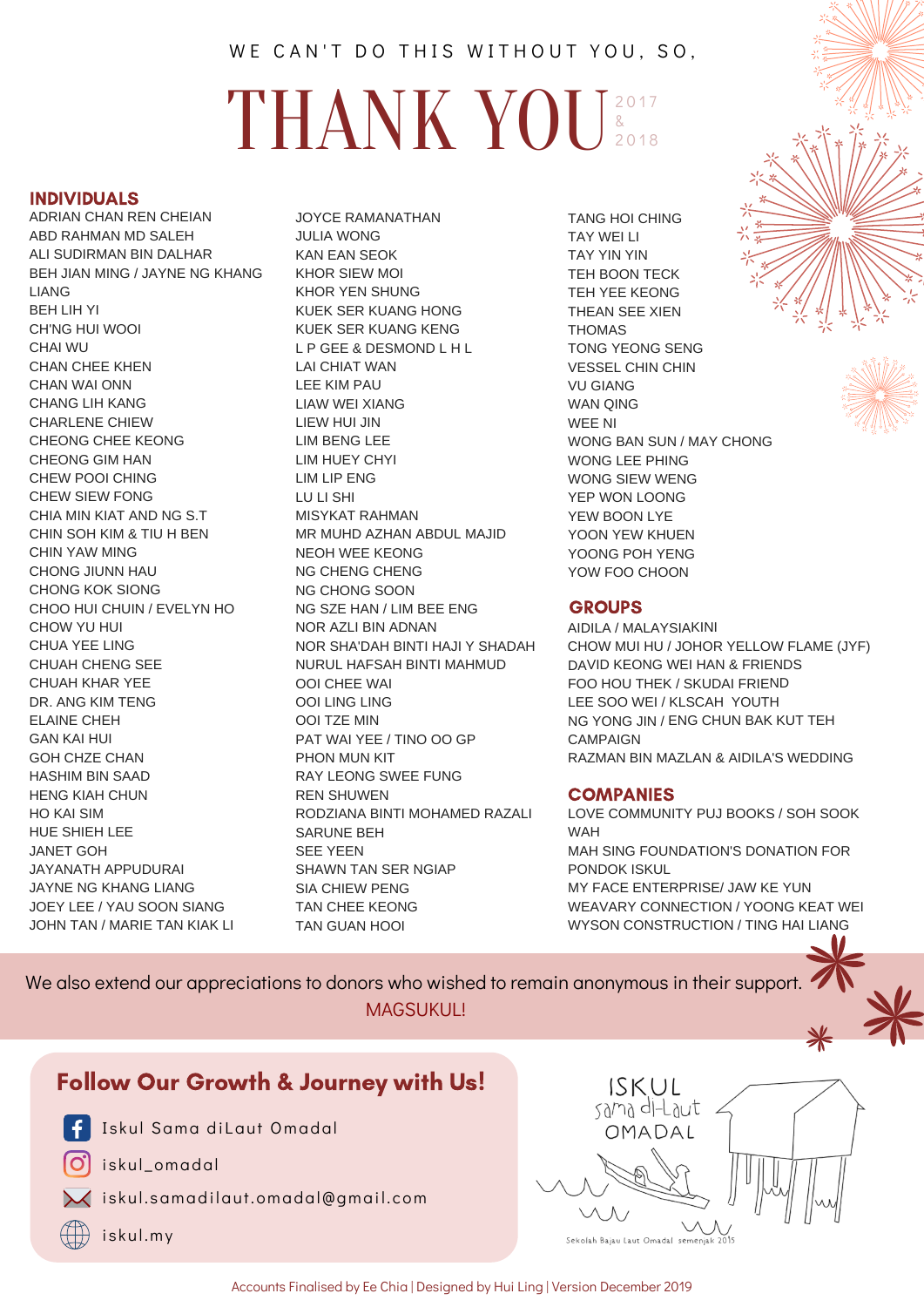WE CAN'T DO THIS WITHOUT YOU, SO,

# THANK YOU

2017 & 2018

## INDIVIDUALS

ADRIAN CHAN REN CHEIAN
ABD RAHMAN MD SALEH
ALI SUDIRMAN BIN DALHAR
BEH JIAN MING / JAYNE NG KHANG LIANG
BEH LIH YI
CH'NG HUI WOOI
CHAI WU
CHAN CHEE KHEN
CHAN WAI ONN
CHANG LIH KANG
CHARLENE CHIEW
CHEONG CHEE KEONG
CHEONG GIM HAN
CHEW POOI CHING
CHEW SIEW FONG
CHIA MIN KIAT AND NG S.T
CHIN SOH KIM & TIU H BEN
CHIN YAW MING
CHONG JIUNN HAU
CHONG KOK SIONG
CHOO HUI CHUIN / EVELYN HO
CHOW YU HUI
CHUA YEE LING
CHUAH CHENG SEE
CHUAH KHAR YEE
DR. ANG KIM TENG
ELAINE CHEH
GAN KAI HUI
GOH CHZE CHAN
HASHIM BIN SAAD
HENG KIAH CHUN
HO KAI SIM
HUE SHIEH LEE
JANET GOH
JAYANATH APPUDURAI
JAYNE NG KHANG LIANG
JOEY LEE / YAU SOON SIANG
JOHN TAN / MARIE TAN KIAK LI
JOYCE RAMANATHAN
JULIA WONG
KAN EAN SEOK
KHOR SIEW MOI
KHOR YEN SHUNG
KUEK SER KUANG HONG
KUEK SER KUANG KENG
L P GEE & DESMOND L H L
LAI CHIAT WAN
LEE KIM PAU
LIAW WEI XIANG
LIEW HUI JIN
LIM BENG LEE
LIM HUEY CHYI
LIM LIP ENG
LU LI SHI
MISYKAT RAHMAN
MR MUHD AZHAN ABDUL MAJID
NEOH WEE KEONG
NG CHENG CHENG
NG CHONG SOON
NG SZE HAN / LIM BEE ENG
NOR AZLI BIN ADNAN
NOR SHA'DAH BINTI HAJI Y SHADAH
NURUL HAFSAH BINTI MAHMUD
OOI CHEE WAI
OOI LING LING
OOI TZE MIN
PAT WAI YEE / TINO OO GP
PHON MUN KIT
RAY LEONG SWEE FUNG
REN SHUWEN
RODZIANA BINTI MOHAMED RAZALI
SARUNE BEH
SEE YEEN
SHAWN TAN SER NGIAP
SIA CHIEW PENG
TAN CHEE KEONG
TAN GUAN HOOI
TANG HOI CHING
TAY WEI LI
TAY YIN YIN
TEH BOON TECK
TEH YEE KEONG
THEAN SEE XIEN
THOMAS
TONG YEONG SENG
VESSEL CHIN CHIN
VU GIANG
WAN QING
WEE NI
WONG BAN SUN / MAY CHONG
WONG LEE PHING
WONG SIEW WENG
YEP WON LOONG
YEW BOON LYE
YOON YEW KHUEN
YOONG POH YENG
YOW FOO CHOON

## GROUPS

AIDILA / MALAYSIAKINI
CHOW MUI HU / JOHOR YELLOW FLAME (JYF)
DAVID KEONG WEI HAN & FRIENDS
FOO HOU THEK / SKUDAI FRIEND
LEE SOO WEI / KLSCAH YOUTH
NG YONG JIN / ENG CHUN BAK KUT TEH CAMPAIGN
RAZMAN BIN MAZLAN & AIDILA'S WEDDING

## COMPANIES

LOVE COMMUNITY PUJ BOOKS / SOH SOOK WAH
MAH SING FOUNDATION'S DONATION FOR PONDOK ISKUL
MY FACE ENTERPRISE/ JAW KE YUN
WEAVARY CONNECTION / YOONG KEAT WEI
WYSON CONSTRUCTION / TING HAI LIANG

We also extend our appreciations to donors who wished to remain anonymous in their support.
MAGSUKUL!

## Follow Our Growth & Journey with Us!

Iskul Sama diLaut Omadal
iskul_omadal
iskul.samadilaut.omadal@gmail.com
iskul.my

ISKUL sama di-Laut OMADAL
Sekolah Bajau Laut Omadal semenjak 2015

Accounts Finalised by Ee Chia | Designed by Hui Ling | Version December 2019